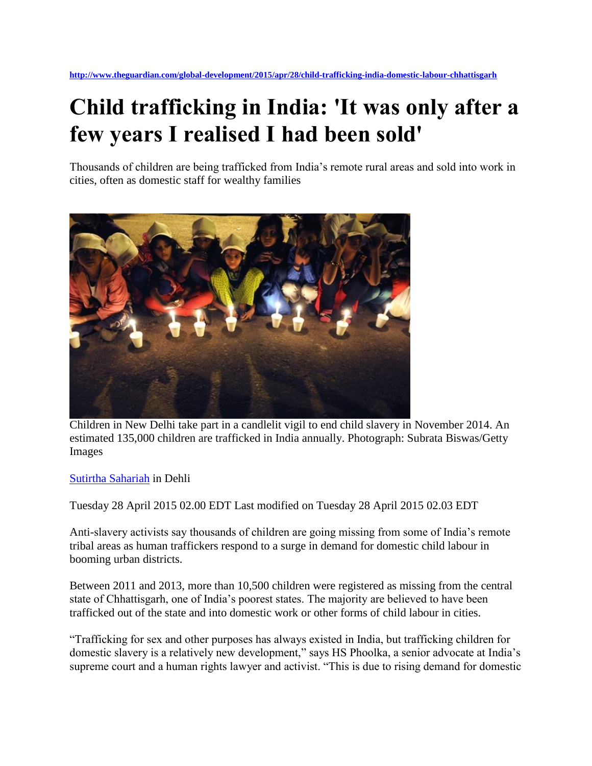http://www.theguardian.com/global-development/2015/apr/28/child-trafficking-india-domestic-labour-chhattisgarh

# Child trafficking in India: 'It was only after a few years I realised I had been sold'

Thousands of children are being trafficked from India's remote rural areas and sold into work in cities, often as domestic staff for wealthy families

Children in New Delhi take part in a candlelit vigil to end child slavery in November 2014. An estimated 135,000 children are trafficked in India annually. Photograph: Subrata Biswas/Getty Images

Sutirtha Sahariah in Dehli

Tuesday 28 April 2015 02.00 EDT Last modified on Tuesday 28 April 2015 02.03 EDT

Anti-slavery activists say thousands of children are going missing from some of India's remote tribal areas as human traffickers respond to a surge in demand for domestic child labour in booming urban districts.

Between 2011 and 2013, more than 10,500 children were registered as missing from the central state of Chhattisgarh, one of India's poorest states. The majority are believed to have been trafficked out of the state and into domestic work or other forms of child labour in cities.

"Trafficking for sex and other purposes has always existed in India, but trafficking children for domestic slavery is a relatively new development," says HS Phoolka, a senior advocate at India's supreme court and a human rights lawyer and activist. "This is due to rising demand for domestic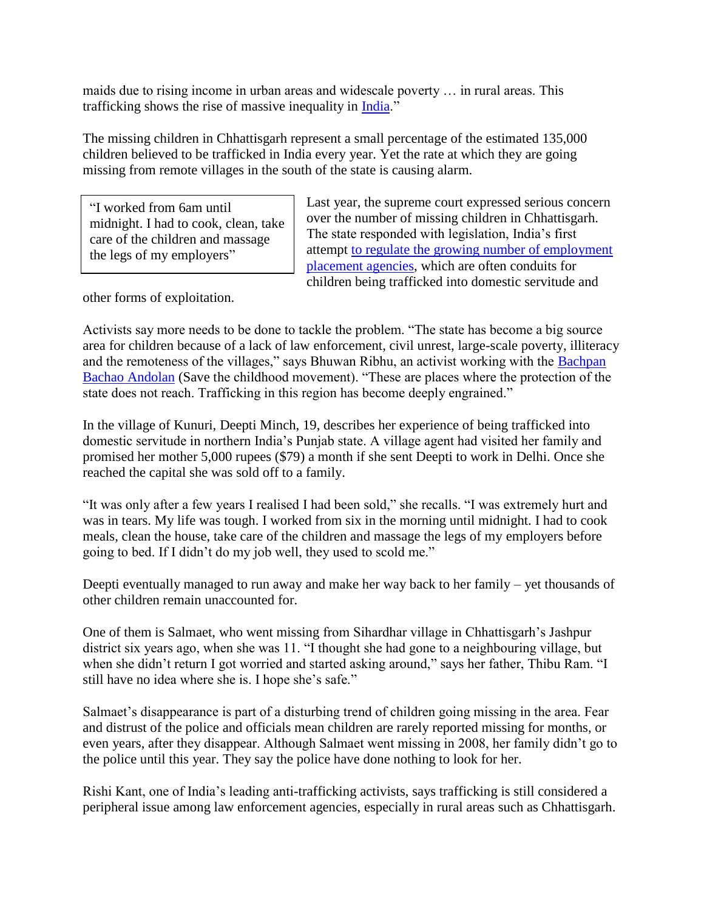maids due to rising income in urban areas and widescale poverty … in rural areas. This trafficking shows the rise of massive inequality in [India](#)."

The missing children in Chhattisgarh represent a small percentage of the estimated 135,000 children believed to be trafficked in India every year. Yet the rate at which they are going missing from remote villages in the south of the state is causing alarm.

> "I worked from 6am until midnight. I had to cook, clean, take care of the children and massage the legs of my employers"

Last year, the supreme court expressed serious concern over the number of missing children in Chhattisgarh. The state responded with legislation, India's first attempt [to regulate the growing number of employment placement agencies](#), which are often conduits for children being trafficked into domestic servitude and other forms of exploitation.

Activists say more needs to be done to tackle the problem. "The state has become a big source area for children because of a lack of law enforcement, civil unrest, large-scale poverty, illiteracy and the remoteness of the villages," says Bhuwan Ribhu, an activist working with the [Bachpan Bachao Andolan](#) (Save the childhood movement). "These are places where the protection of the state does not reach. Trafficking in this region has become deeply engrained."

In the village of Kunuri, Deepti Minch, 19, describes her experience of being trafficked into domestic servitude in northern India's Punjab state. A village agent had visited her family and promised her mother 5,000 rupees ($79) a month if she sent Deepti to work in Delhi. Once she reached the capital she was sold off to a family.

"It was only after a few years I realised I had been sold," she recalls. "I was extremely hurt and was in tears. My life was tough. I worked from six in the morning until midnight. I had to cook meals, clean the house, take care of the children and massage the legs of my employers before going to bed. If I didn't do my job well, they used to scold me."

Deepti eventually managed to run away and make her way back to her family – yet thousands of other children remain unaccounted for.

One of them is Salmaet, who went missing from Sihardhar village in Chhattisgarh's Jashpur district six years ago, when she was 11. "I thought she had gone to a neighbouring village, but when she didn't return I got worried and started asking around," says her father, Thibu Ram. "I still have no idea where she is. I hope she's safe."

Salmaet's disappearance is part of a disturbing trend of children going missing in the area. Fear and distrust of the police and officials mean children are rarely reported missing for months, or even years, after they disappear. Although Salmaet went missing in 2008, her family didn't go to the police until this year. They say the police have done nothing to look for her.

Rishi Kant, one of India's leading anti-trafficking activists, says trafficking is still considered a peripheral issue among law enforcement agencies, especially in rural areas such as Chhattisgarh.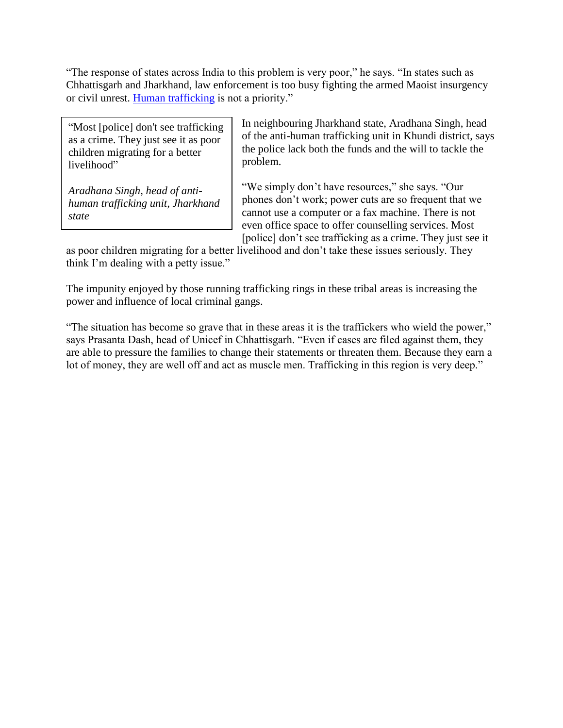"The response of states across India to this problem is very poor," he says. "In states such as Chhattisgarh and Jharkhand, law enforcement is too busy fighting the armed Maoist insurgency or civil unrest. [Human trafficking] is not a priority."

> "Most [police] don't see trafficking as a crime. They just see it as poor children migrating for a better livelihood"
>
> *Aradhana Singh, head of anti-human trafficking unit, Jharkhand state*

In neighbouring Jharkhand state, Aradhana Singh, head of the anti-human trafficking unit in Khundi district, says the police lack both the funds and the will to tackle the problem.

"We simply don't have resources," she says. "Our phones don't work; power cuts are so frequent that we cannot use a computer or a fax machine. There is not even office space to offer counselling services. Most [police] don't see trafficking as a crime. They just see it as poor children migrating for a better livelihood and don't take these issues seriously. They think I'm dealing with a petty issue."

The impunity enjoyed by those running trafficking rings in these tribal areas is increasing the power and influence of local criminal gangs.

"The situation has become so grave that in these areas it is the traffickers who wield the power," says Prasanta Dash, head of Unicef in Chhattisgarh. "Even if cases are filed against them, they are able to pressure the families to change their statements or threaten them. Because they earn a lot of money, they are well off and act as muscle men. Trafficking in this region is very deep."